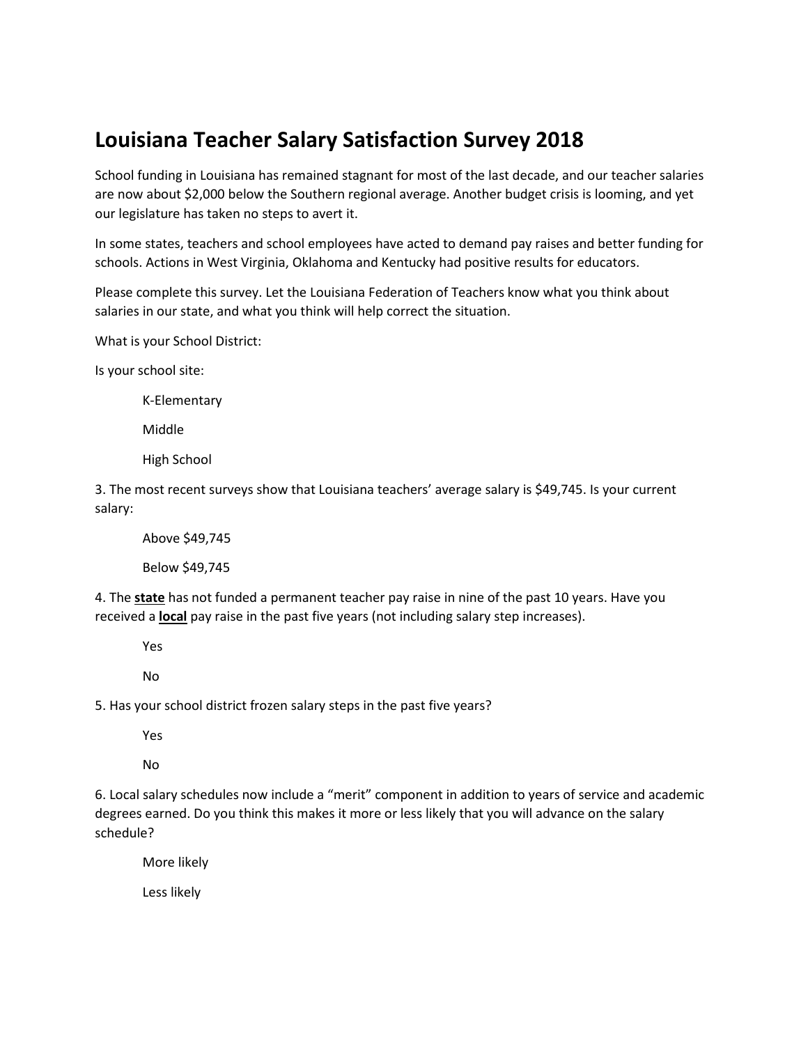# Louisiana Teacher Salary Satisfaction Survey 2018

School funding in Louisiana has remained stagnant for most of the last decade, and our teacher salaries are now about $2,000 below the Southern regional average. Another budget crisis is looming, and yet our legislature has taken no steps to avert it.

In some states, teachers and school employees have acted to demand pay raises and better funding for schools. Actions in West Virginia, Oklahoma and Kentucky had positive results for educators.

Please complete this survey. Let the Louisiana Federation of Teachers know what you think about salaries in our state, and what you think will help correct the situation.

What is your School District:

Is your school site:

K-Elementary

Middle

High School

3. The most recent surveys show that Louisiana teachers' average salary is $49,745. Is your current salary:

Above $49,745

Below $49,745

4. The **<u>state</u>** has not funded a permanent teacher pay raise in nine of the past 10 years. Have you received a **<u>local</u>** pay raise in the past five years (not including salary step increases).

Yes

No

5. Has your school district frozen salary steps in the past five years?

Yes

No

6. Local salary schedules now include a "merit" component in addition to years of service and academic degrees earned. Do you think this makes it more or less likely that you will advance on the salary schedule?

More likely

Less likely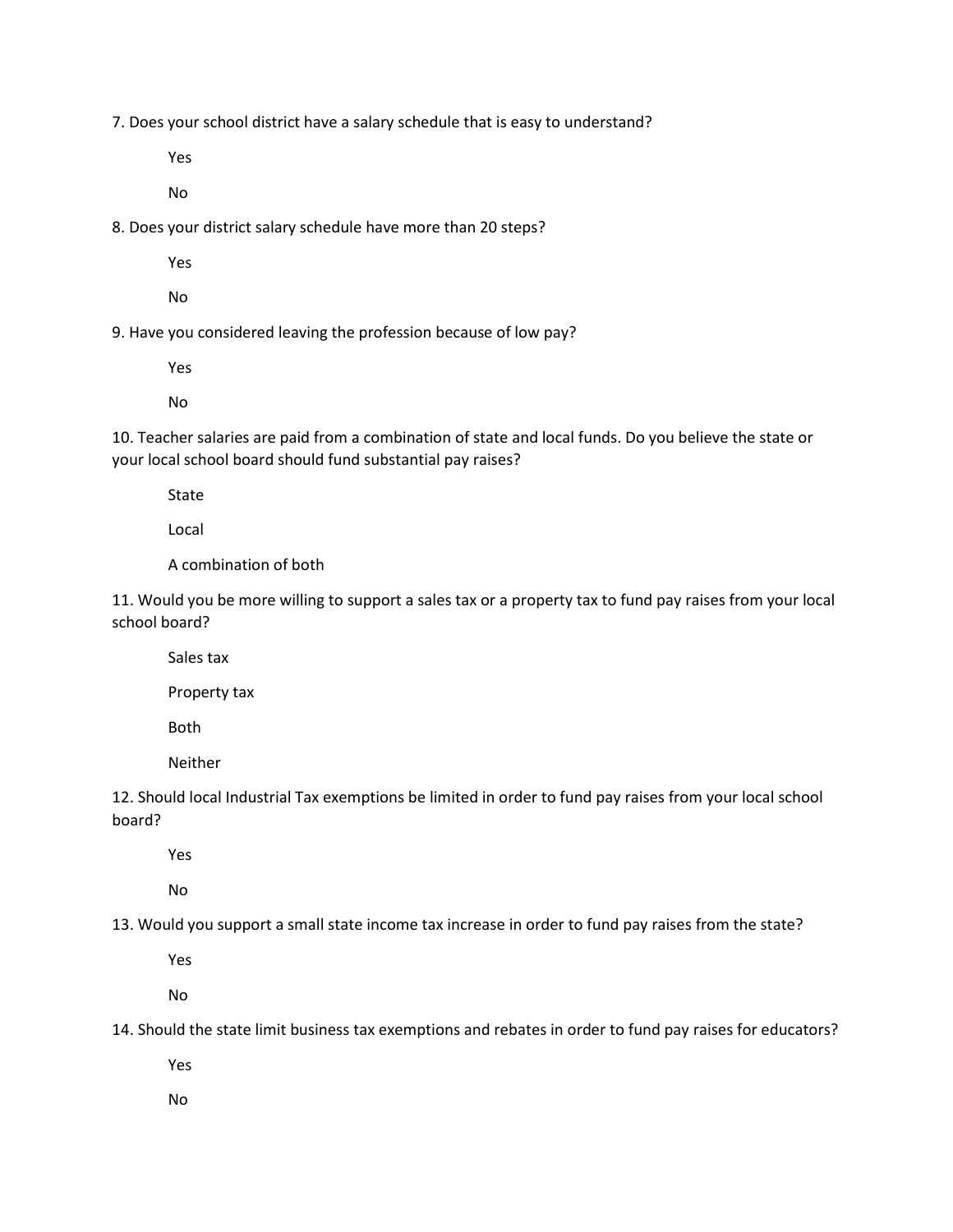7. Does your school district have a salary schedule that is easy to understand?

    Yes

    No

8. Does your district salary schedule have more than 20 steps?

    Yes

    No

9. Have you considered leaving the profession because of low pay?

    Yes

    No

10. Teacher salaries are paid from a combination of state and local funds. Do you believe the state or your local school board should fund substantial pay raises?

    State

    Local

    A combination of both

11. Would you be more willing to support a sales tax or a property tax to fund pay raises from your local school board?

    Sales tax

    Property tax

    Both

    Neither

12. Should local Industrial Tax exemptions be limited in order to fund pay raises from your local school board?

    Yes

    No

13. Would you support a small state income tax increase in order to fund pay raises from the state?

    Yes

    No

14. Should the state limit business tax exemptions and rebates in order to fund pay raises for educators?

    Yes

    No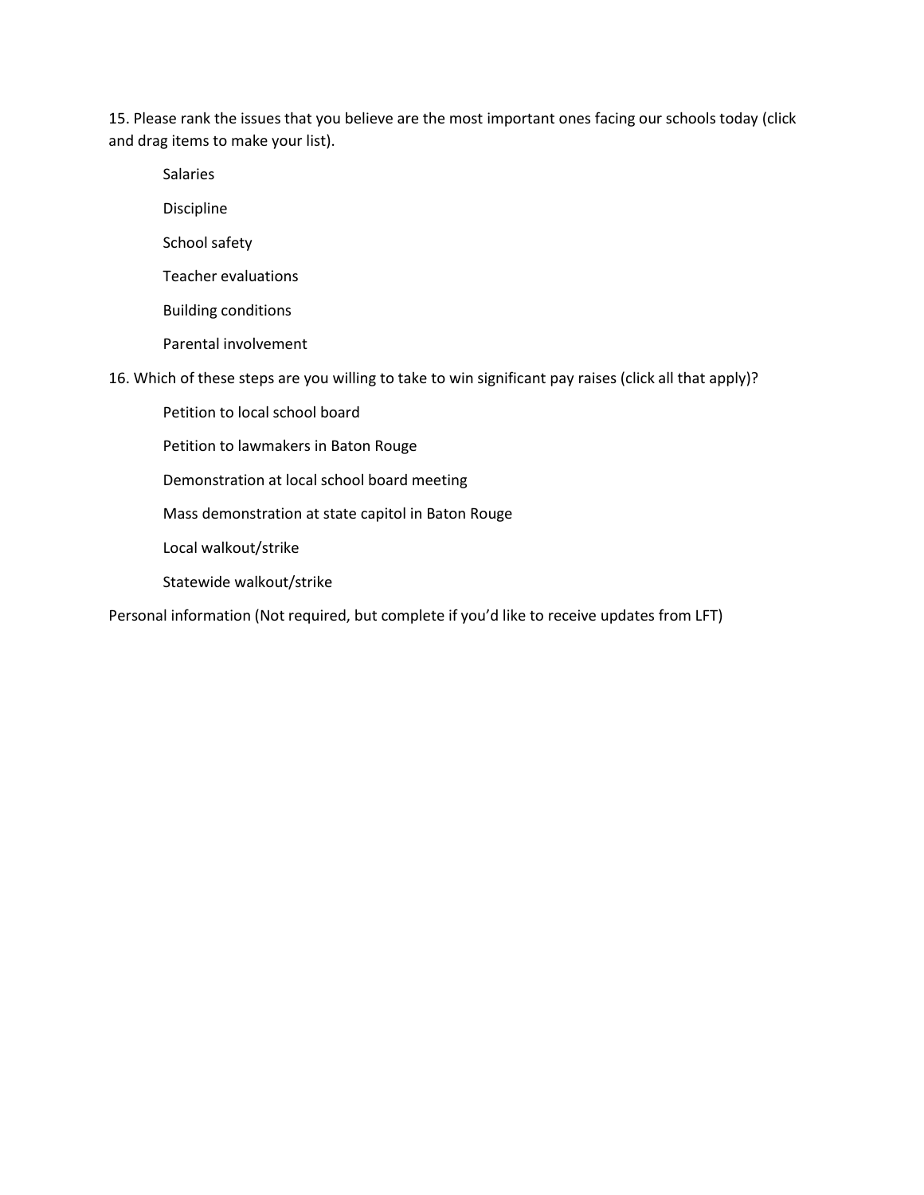15. Please rank the issues that you believe are the most important ones facing our schools today (click and drag items to make your list).

- Salaries
- Discipline
- School safety
- Teacher evaluations
- Building conditions
- Parental involvement

16. Which of these steps are you willing to take to win significant pay raises (click all that apply)?

- Petition to local school board
- Petition to lawmakers in Baton Rouge
- Demonstration at local school board meeting
- Mass demonstration at state capitol in Baton Rouge
- Local walkout/strike
- Statewide walkout/strike

Personal information (Not required, but complete if you'd like to receive updates from LFT)